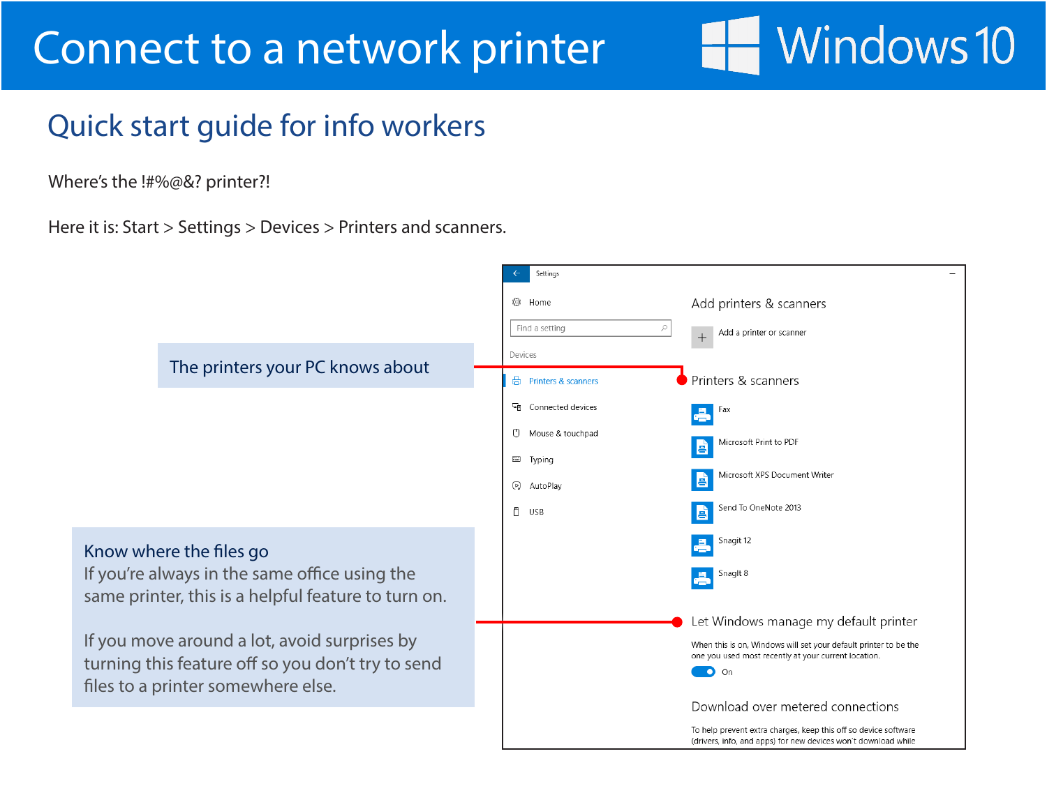# Connect to a network printer

Windows 10

## Quick start guide for info workers

Where's the !#%@&? printer?!

Here it is: Start > Settings > Devices > Printers and scanners.

The printers your PC knows about

**Know where the files go**

If you're always in the same office using the same printer, this is a helpful feature to turn on.

If you move around a lot, avoid surprises by turning this feature off so you don't try to send files to a printer somewhere else.

Settings

Home

Find a setting

Devices

Printers & scanners

Connected devices

Mouse & touchpad

Typing

AutoPlay

USB

Add printers & scanners

Add a printer or scanner

Printers & scanners

Fax

Microsoft Print to PDF

Microsoft XPS Document Writer

Send To OneNote 2013

Snagit 12

SnagIt 8

Let Windows manage my default printer

When this is on, Windows will set your default printer to be the one you used most recently at your current location.

On

Download over metered connections

To help prevent extra charges, keep this off so device software (drivers, info, and apps) for new devices won't download while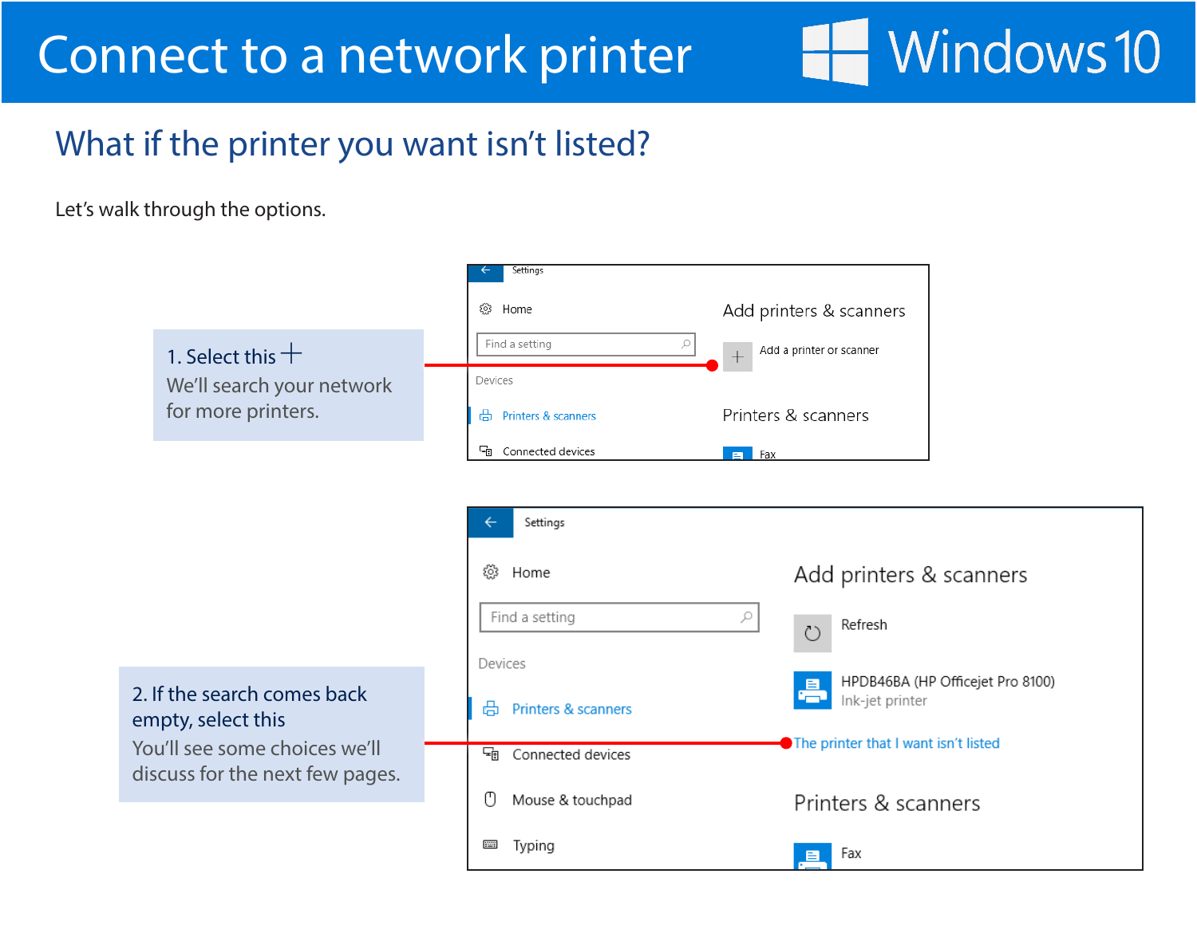# Connect to a network printer

## What if the printer you want isn't listed?

Let's walk through the options.

**1. Select this +**
We'll search your network for more printers.

**2. If the search comes back empty, select this**
You'll see some choices we'll discuss for the next few pages.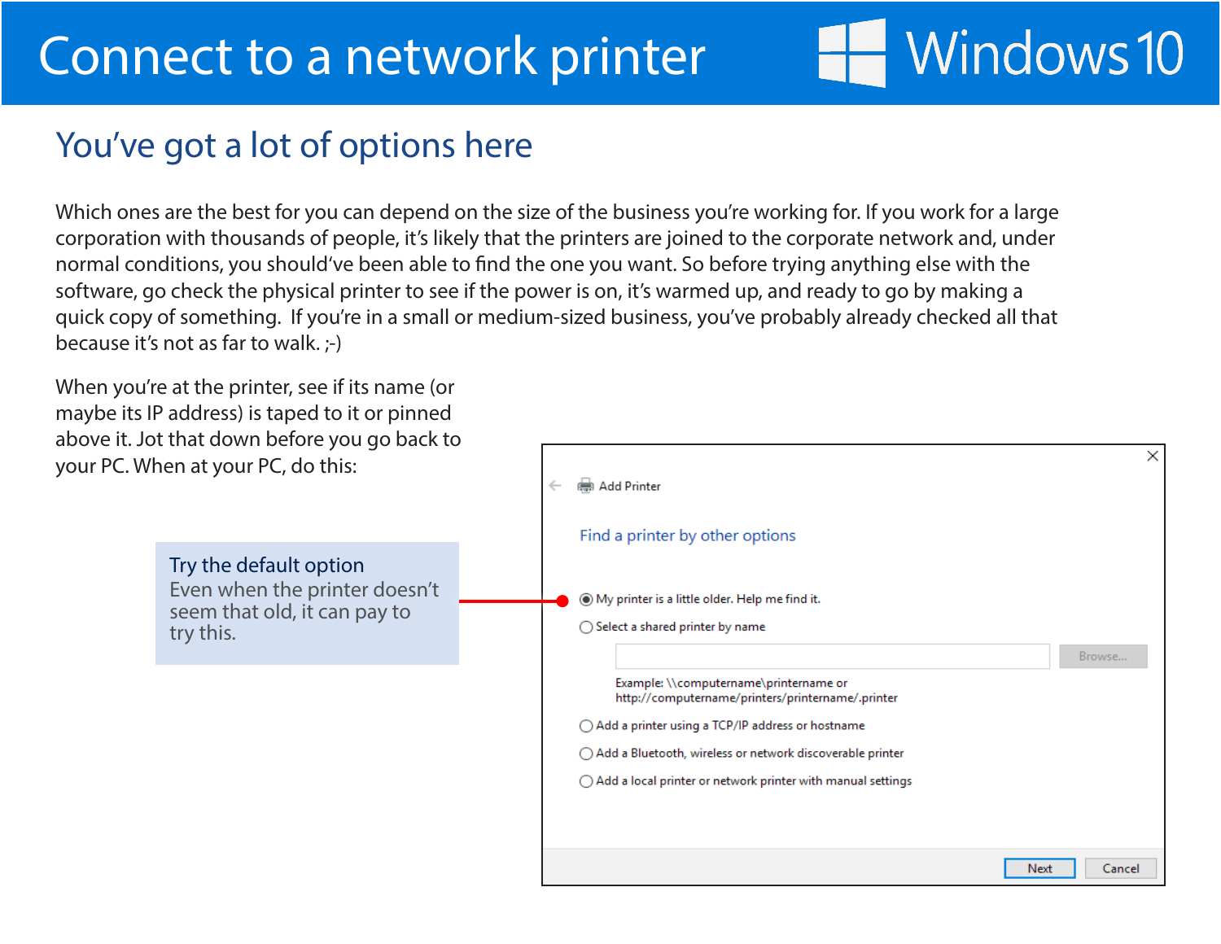# Connect to a network printer

Windows 10

## You've got a lot of options here

Which ones are the best for you can depend on the size of the business you're working for. If you work for a large corporation with thousands of people, it's likely that the printers are joined to the corporate network and, under normal conditions, you should've been able to find the one you want. So before trying anything else with the software, go check the physical printer to see if the power is on, it's warmed up, and ready to go by making a quick copy of something. If you're in a small or medium-sized business, you've probably already checked all that because it's not as far to walk. ;-)

When you're at the printer, see if its name (or maybe its IP address) is taped to it or pinned above it. Jot that down before you go back to your PC. When at your PC, do this:

**Try the default option**
Even when the printer doesn't seem that old, it can pay to try this.

Add Printer

Find a printer by other options

- (•) My printer is a little older. Help me find it.
- ( ) Select a shared printer by name

  [ ] Browse...

  Example: \\computername\printername or
  http://computername/printers/printername/.printer
- ( ) Add a printer using a TCP/IP address or hostname
- ( ) Add a Bluetooth, wireless or network discoverable printer
- ( ) Add a local printer or network printer with manual settings

Next | Cancel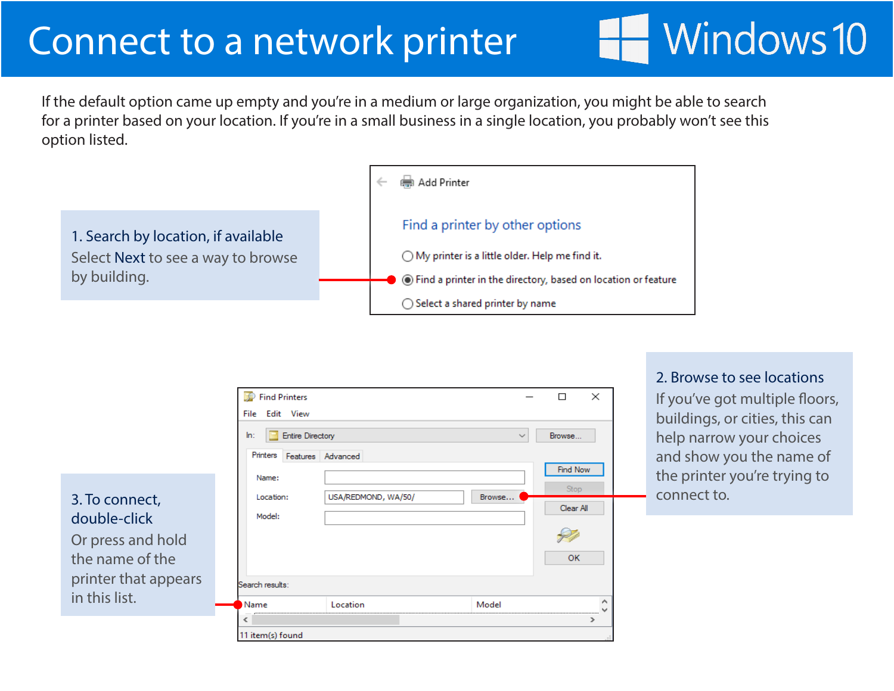# Connect to a network printer

Windows 10

If the default option came up empty and you're in a medium or large organization, you might be able to search for a printer based on your location. If you're in a small business in a single location, you probably won't see this option listed.

**1. Search by location, if available**

Select Next to see a way to browse by building.

Add Printer

Find a printer by other options

- My printer is a little older. Help me find it.
- Find a printer in the directory, based on location or feature
- Select a shared printer by name

**2. Browse to see locations**

If you've got multiple floors, buildings, or cities, this can help narrow your choices and show you the name of the printer you're trying to connect to.

Find Printers

File Edit View

In: Entire Directory — Browse...

Printers | Features | Advanced

Name:

Location: USA/REDMOND, WA/50/ — Browse...

Model:

Find Now | Stop | Clear All | OK

Search results:

| Name | Location | Model |
| --- | --- | --- |

11 item(s) found

**3. To connect, double-click**

Or press and hold the name of the printer that appears in this list.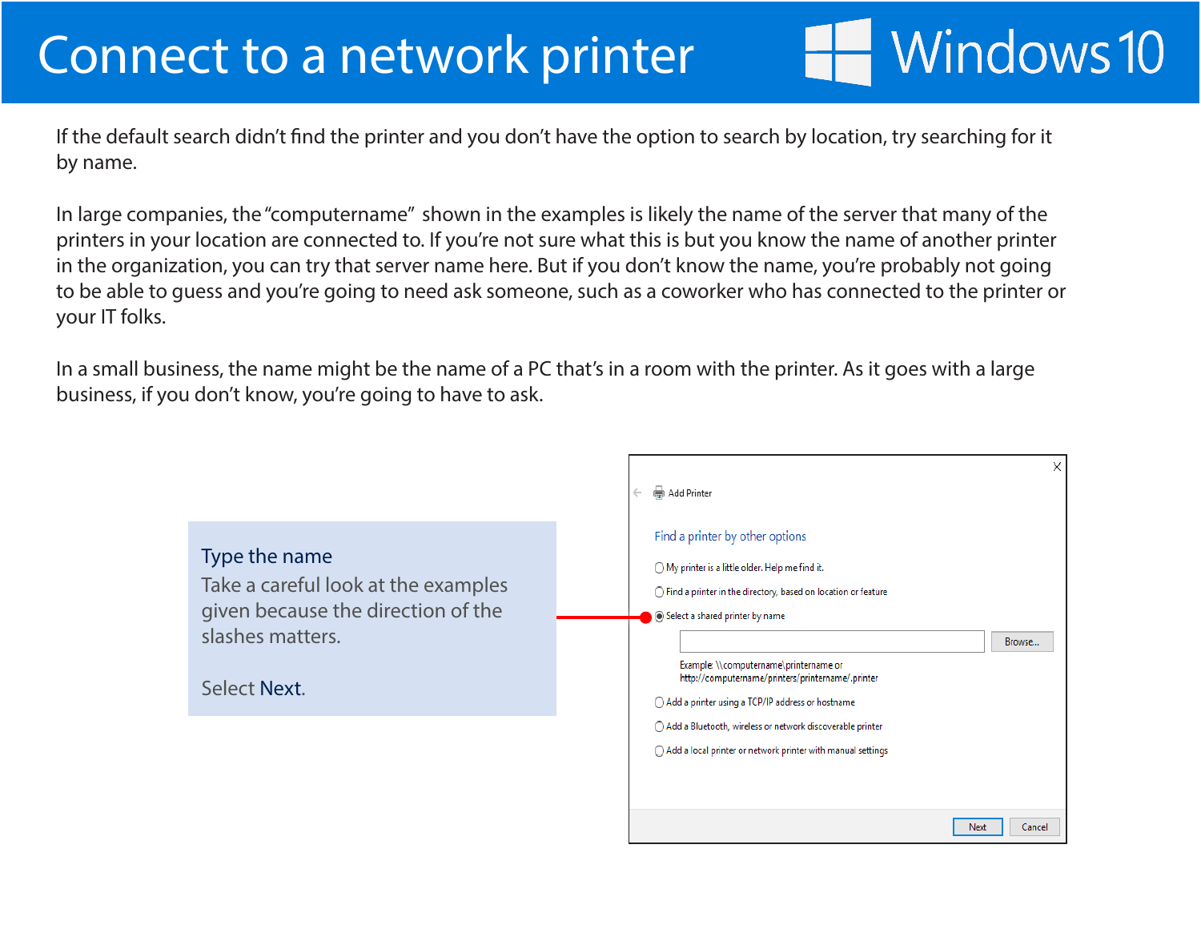# Connect to a network printer

Windows 10

If the default search didn't find the printer and you don't have the option to search by location, try searching for it by name.

In large companies, the "computername" shown in the examples is likely the name of the server that many of the printers in your location are connected to. If you're not sure what this is but you know the name of another printer in the organization, you can try that server name here. But if you don't know the name, you're probably not going to be able to guess and you're going to need ask someone, such as a coworker who has connected to the printer or your IT folks.

In a small business, the name might be the name of a PC that's in a room with the printer. As it goes with a large business, if you don't know, you're going to have to ask.

## Type the name

Take a careful look at the examples given because the direction of the slashes matters.

Select **Next**.

Add Printer

Find a printer by other options

- My printer is a little older. Help me find it.
- Find a printer in the directory, based on location or feature
- Select a shared printer by name

  Browse...

  Example: \\computername\printername or http://computername/printers/printername/.printer
- Add a printer using a TCP/IP address or hostname
- Add a Bluetooth, wireless or network discoverable printer
- Add a local printer or network printer with manual settings

Next Cancel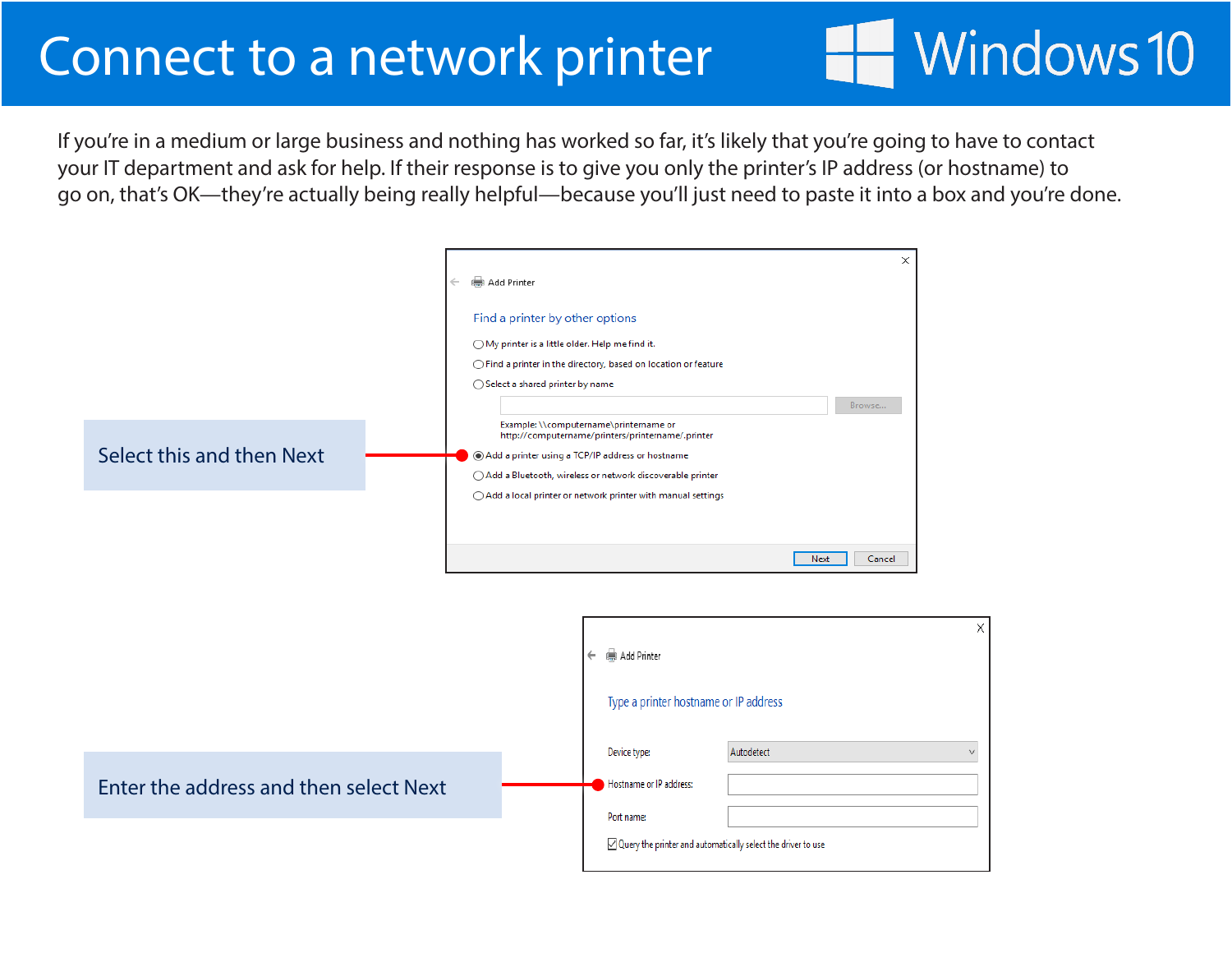# Connect to a network printer

Windows 10

If you're in a medium or large business and nothing has worked so far, it's likely that you're going to have to contact your IT department and ask for help. If their response is to give you only the printer's IP address (or hostname) to go on, that's OK—they're actually being really helpful—because you'll just need to paste it into a box and you're done.

Select this and then Next

Add Printer

Find a printer by other options

- My printer is a little older. Help me find it.
- Find a printer in the directory, based on location or feature
- Select a shared printer by name

Browse...

Example: \\computername\printername or http://computername/printers/printername/.printer

- Add a printer using a TCP/IP address or hostname
- Add a Bluetooth, wireless or network discoverable printer
- Add a local printer or network printer with manual settings

Next | Cancel

Enter the address and then select Next

Add Printer

Type a printer hostname or IP address

Device type: Autodetect

Hostname or IP address:

Port name:

Query the printer and automatically select the driver to use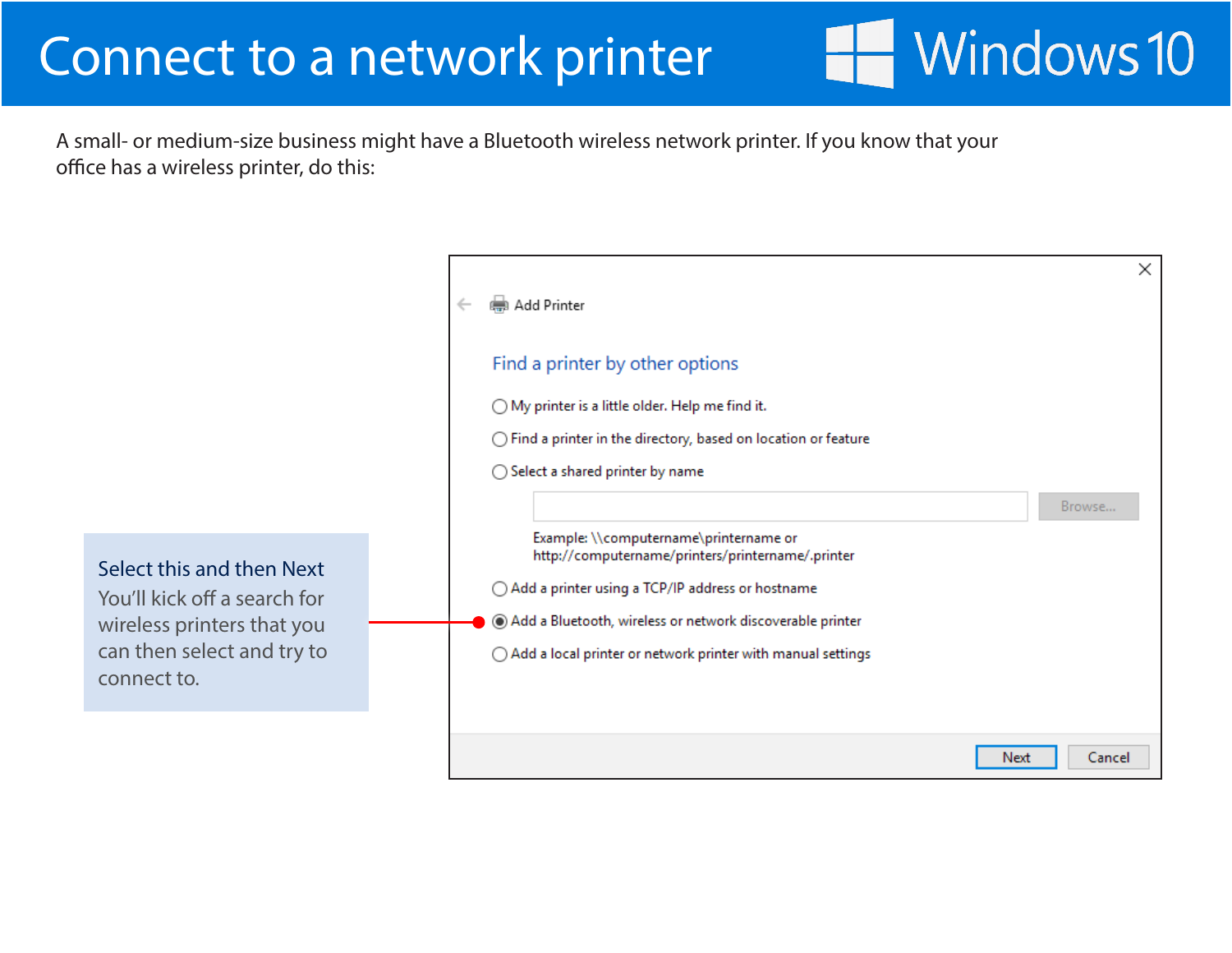# Connect to a network printer

Windows 10

A small- or medium-size business might have a Bluetooth wireless network printer. If you know that your office has a wireless printer, do this:

Add Printer

**Find a printer by other options**

- ◯ My printer is a little older. Help me find it.
- ◯ Find a printer in the directory, based on location or feature
- ◯ Select a shared printer by name

  [ ] Browse...

  Example: \\computername\printername or
  http://computername/printers/printername/.printer

- ◯ Add a printer using a TCP/IP address or hostname
- ◉ Add a Bluetooth, wireless or network discoverable printer
- ◯ Add a local printer or network printer with manual settings

Next | Cancel

**Select this and then Next**
You'll kick off a search for wireless printers that you can then select and try to connect to.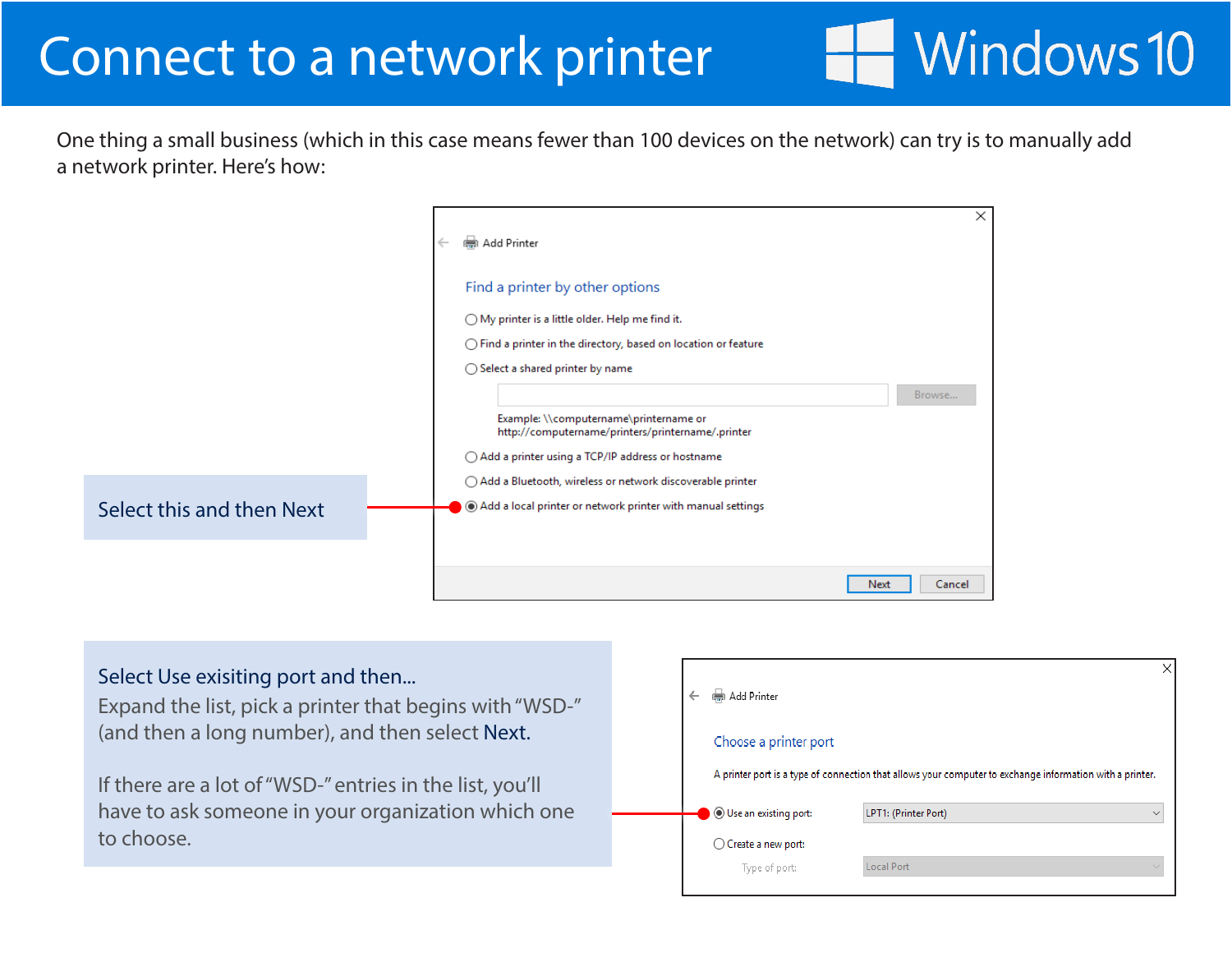# Connect to a network printer

Windows 10

One thing a small business (which in this case means fewer than 100 devices on the network) can try is to manually add a network printer. Here's how:

Add Printer

Find a printer by other options

- My printer is a little older. Help me find it.
- Find a printer in the directory, based on location or feature
- Select a shared printer by name

Browse...

Example: \\computername\printername or
http://computername/printers/printername/.printer

- Add a printer using a TCP/IP address or hostname
- Add a Bluetooth, wireless or network discoverable printer
- Add a local printer or network printer with manual settings

Next Cancel

Select this and then Next

Select Use exisiting port and then...
Expand the list, pick a printer that begins with "WSD-" (and then a long number), and then select Next.

If there are a lot of "WSD-" entries in the list, you'll have to ask someone in your organization which one to choose.

Add Printer

Choose a printer port

A printer port is a type of connection that allows your computer to exchange information with a printer.

- Use an existing port: LPT1: (Printer Port)
- Create a new port:

Type of port: Local Port